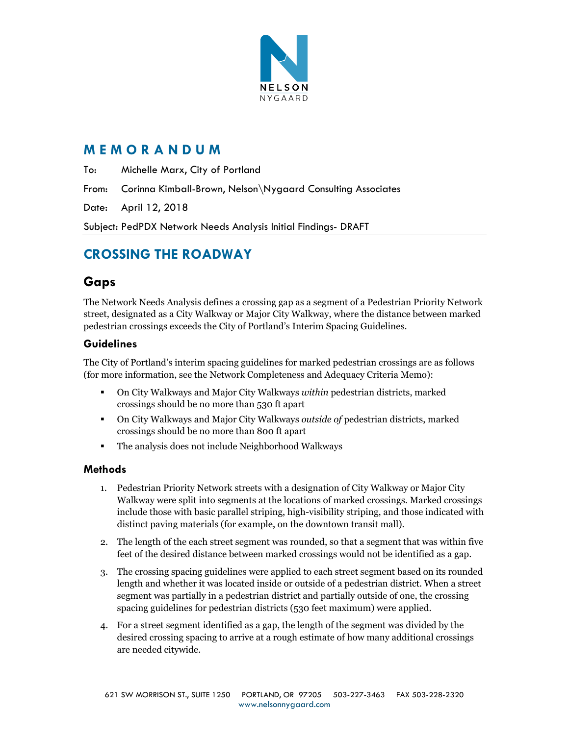NELSON
NYGAARD

# MEMORANDUM

To: Michelle Marx, City of Portland

From: Corinna Kimball-Brown, Nelson\Nygaard Consulting Associates

Date: April 12, 2018

Subject: PedPDX Network Needs Analysis Initial Findings- DRAFT

## CROSSING THE ROADWAY

### Gaps

The Network Needs Analysis defines a crossing gap as a segment of a Pedestrian Priority Network street, designated as a City Walkway or Major City Walkway, where the distance between marked pedestrian crossings exceeds the City of Portland's Interim Spacing Guidelines.

#### Guidelines

The City of Portland's interim spacing guidelines for marked pedestrian crossings are as follows (for more information, see the Network Completeness and Adequacy Criteria Memo):

- On City Walkways and Major City Walkways *within* pedestrian districts, marked crossings should be no more than 530 ft apart
- On City Walkways and Major City Walkways *outside of* pedestrian districts, marked crossings should be no more than 800 ft apart
- The analysis does not include Neighborhood Walkways

#### Methods

1. Pedestrian Priority Network streets with a designation of City Walkway or Major City Walkway were split into segments at the locations of marked crossings. Marked crossings include those with basic parallel striping, high-visibility striping, and those indicated with distinct paving materials (for example, on the downtown transit mall).
2. The length of the each street segment was rounded, so that a segment that was within five feet of the desired distance between marked crossings would not be identified as a gap.
3. The crossing spacing guidelines were applied to each street segment based on its rounded length and whether it was located inside or outside of a pedestrian district. When a street segment was partially in a pedestrian district and partially outside of one, the crossing spacing guidelines for pedestrian districts (530 feet maximum) were applied.
4. For a street segment identified as a gap, the length of the segment was divided by the desired crossing spacing to arrive at a rough estimate of how many additional crossings are needed citywide.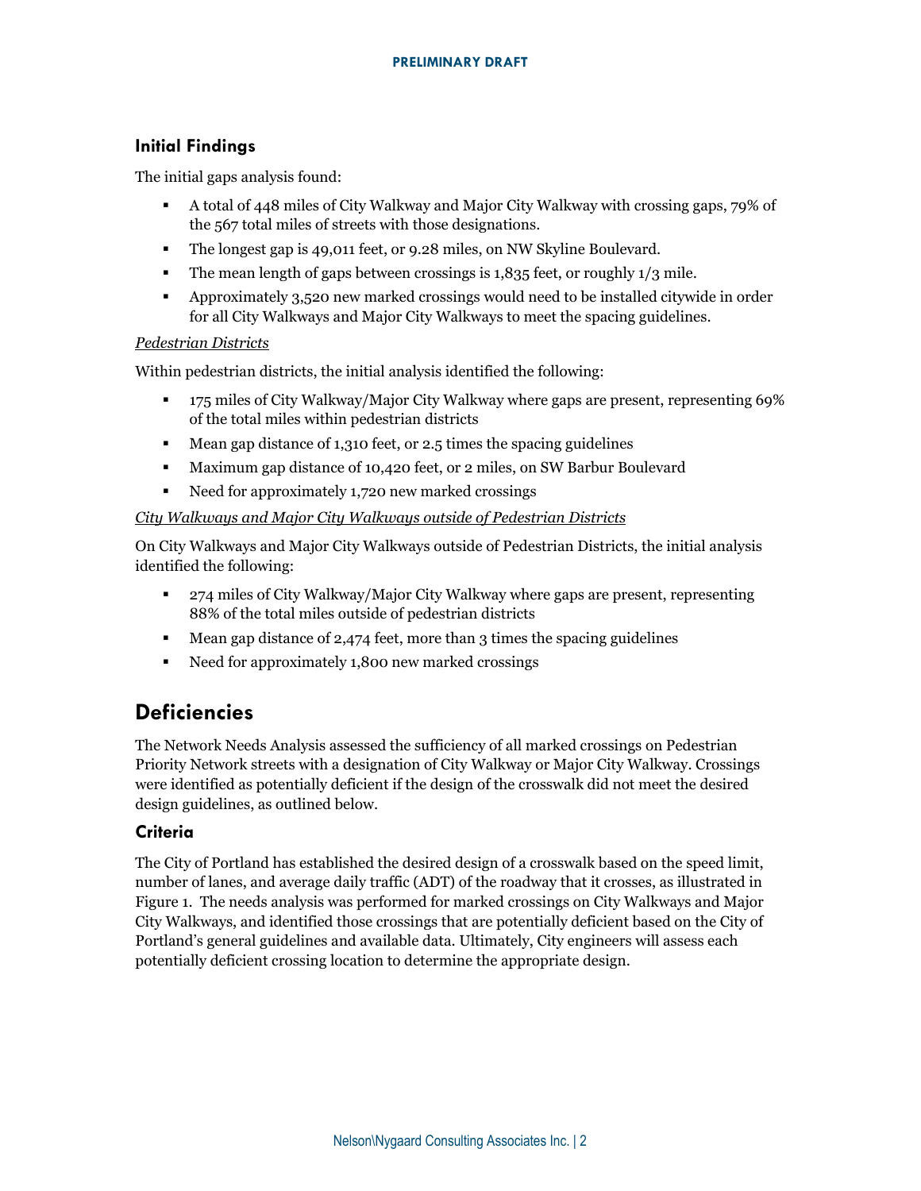### Initial Findings

The initial gaps analysis found:

- A total of 448 miles of City Walkway and Major City Walkway with crossing gaps, 79% of the 567 total miles of streets with those designations.
- The longest gap is 49,011 feet, or 9.28 miles, on NW Skyline Boulevard.
- The mean length of gaps between crossings is 1,835 feet, or roughly 1/3 mile.
- Approximately 3,520 new marked crossings would need to be installed citywide in order for all City Walkways and Major City Walkways to meet the spacing guidelines.

<u>*Pedestrian Districts*</u>

Within pedestrian districts, the initial analysis identified the following:

- 175 miles of City Walkway/Major City Walkway where gaps are present, representing 69% of the total miles within pedestrian districts
- Mean gap distance of 1,310 feet, or 2.5 times the spacing guidelines
- Maximum gap distance of 10,420 feet, or 2 miles, on SW Barbur Boulevard
- Need for approximately 1,720 new marked crossings

<u>*City Walkways and Major City Walkways outside of Pedestrian Districts*</u>

On City Walkways and Major City Walkways outside of Pedestrian Districts, the initial analysis identified the following:

- 274 miles of City Walkway/Major City Walkway where gaps are present, representing 88% of the total miles outside of pedestrian districts
- Mean gap distance of 2,474 feet, more than 3 times the spacing guidelines
- Need for approximately 1,800 new marked crossings

## Deficiencies

The Network Needs Analysis assessed the sufficiency of all marked crossings on Pedestrian Priority Network streets with a designation of City Walkway or Major City Walkway. Crossings were identified as potentially deficient if the design of the crosswalk did not meet the desired design guidelines, as outlined below.

### Criteria

The City of Portland has established the desired design of a crosswalk based on the speed limit, number of lanes, and average daily traffic (ADT) of the roadway that it crosses, as illustrated in Figure 1. The needs analysis was performed for marked crossings on City Walkways and Major City Walkways, and identified those crossings that are potentially deficient based on the City of Portland's general guidelines and available data. Ultimately, City engineers will assess each potentially deficient crossing location to determine the appropriate design.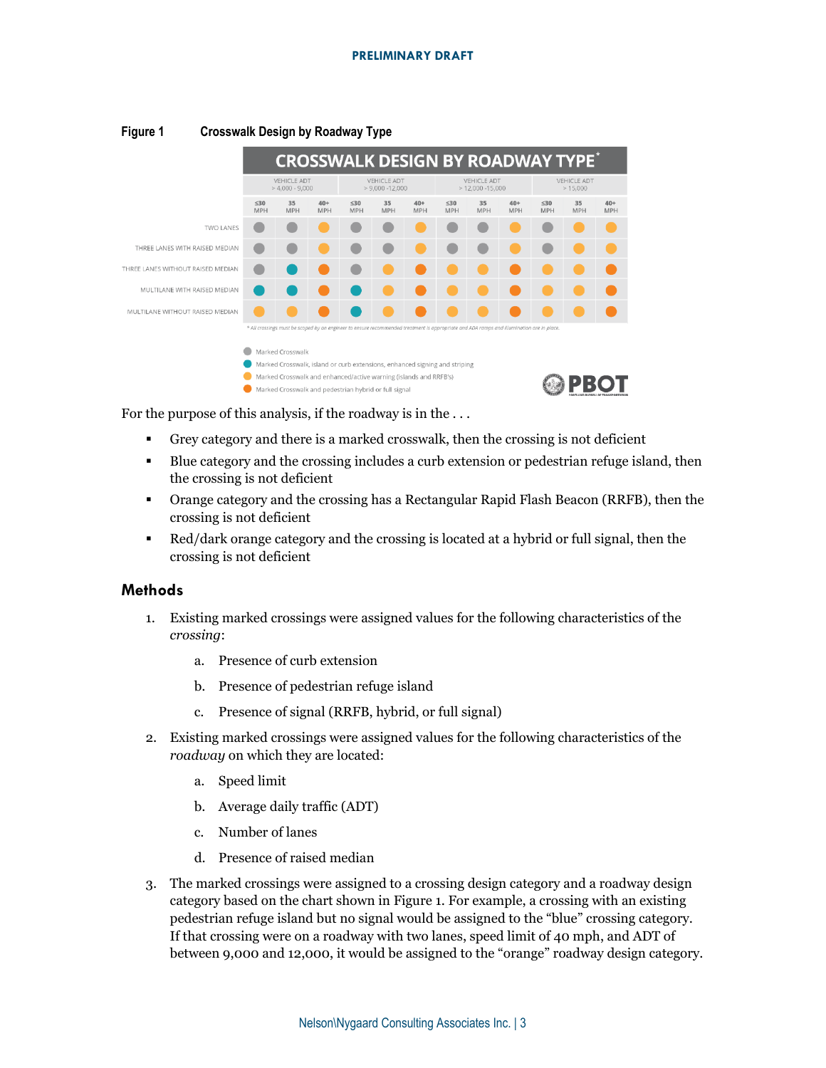**Figure 1** Crosswalk Design by Roadway Type

**CROSSWALK DESIGN BY ROADWAY TYPE***

| | VEHICLE ADT > 4,000 - 9,000 | | | VEHICLE ADT > 9,000 -12,000 | | | VEHICLE ADT > 12,000 -15,000 | | | VEHICLE ADT > 15,000 | | |
|---|---|---|---|---|---|---|---|---|---|---|---|---|
| | ≤30 MPH | 35 MPH | 40+ MPH | ≤30 MPH | 35 MPH | 40+ MPH | ≤30 MPH | 35 MPH | 40+ MPH | ≤30 MPH | 35 MPH | 40+ MPH |
| TWO LANES | Grey | Grey | Orange | Grey | Grey | Orange | Grey | Grey | Orange | Grey | Orange | Orange |
| THREE LANES WITH RAISED MEDIAN | Grey | Grey | Orange | Grey | Grey | Orange | Grey | Grey | Orange | Grey | Orange | Orange |
| THREE LANES WITHOUT RAISED MEDIAN | Grey | Blue | Dark orange | Grey | Orange | Dark orange | Orange | Orange | Dark orange | Orange | Orange | Dark orange |
| MULTILANE WITH RAISED MEDIAN | Blue | Blue | Dark orange | Blue | Orange | Dark orange | Orange | Orange | Dark orange | Orange | Orange | Dark orange |
| MULTILANE WITHOUT RAISED MEDIAN | Orange | Orange | Dark orange | Blue | Orange | Dark orange | Orange | Orange | Dark orange | Orange | Orange | Dark orange |

* All crossings must be scoped by an engineer to ensure recommended treatment is appropriate and ADA ramps and illumination are in place.

- Grey: Marked Crosswalk
- Blue: Marked Crosswalk, island or curb extensions, enhanced signing and striping
- Orange: Marked Crosswalk and enhanced/active warning (islands and RRFB's)
- Dark orange: Marked Crosswalk and pedestrian hybrid or full signal

PBOT

For the purpose of this analysis, if the roadway is in the . . .

- Grey category and there is a marked crosswalk, then the crossing is not deficient
- Blue category and the crossing includes a curb extension or pedestrian refuge island, then the crossing is not deficient
- Orange category and the crossing has a Rectangular Rapid Flash Beacon (RRFB), then the crossing is not deficient
- Red/dark orange category and the crossing is located at a hybrid or full signal, then the crossing is not deficient

## Methods

1. Existing marked crossings were assigned values for the following characteristics of the *crossing*:
   a. Presence of curb extension
   b. Presence of pedestrian refuge island
   c. Presence of signal (RRFB, hybrid, or full signal)
2. Existing marked crossings were assigned values for the following characteristics of the *roadway* on which they are located:
   a. Speed limit
   b. Average daily traffic (ADT)
   c. Number of lanes
   d. Presence of raised median
3. The marked crossings were assigned to a crossing design category and a roadway design category based on the chart shown in Figure 1. For example, a crossing with an existing pedestrian refuge island but no signal would be assigned to the "blue" crossing category. If that crossing were on a roadway with two lanes, speed limit of 40 mph, and ADT of between 9,000 and 12,000, it would be assigned to the "orange" roadway design category.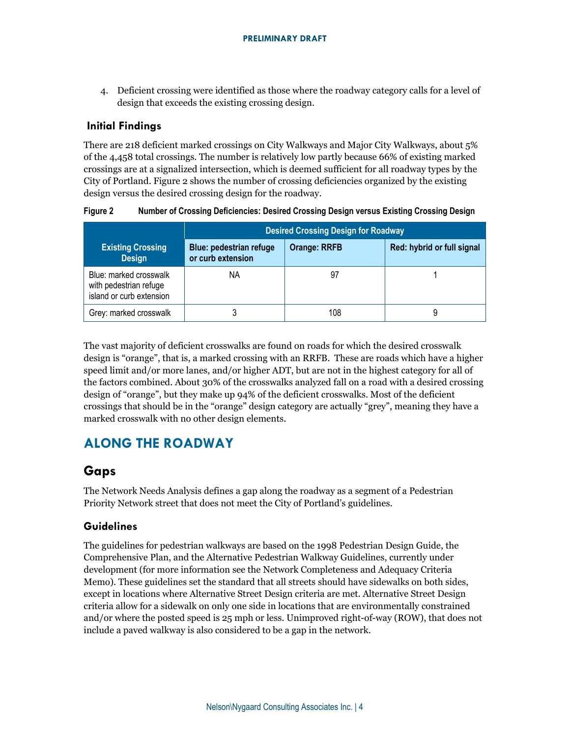4. Deficient crossing were identified as those where the roadway category calls for a level of design that exceeds the existing crossing design.

### Initial Findings

There are 218 deficient marked crossings on City Walkways and Major City Walkways, about 5% of the 4,458 total crossings. The number is relatively low partly because 66% of existing marked crossings are at a signalized intersection, which is deemed sufficient for all roadway types by the City of Portland. Figure 2 shows the number of crossing deficiencies organized by the existing design versus the desired crossing design for the roadway.

**Figure 2 Number of Crossing Deficiencies: Desired Crossing Design versus Existing Crossing Design**

| Existing Crossing Design | Desired Crossing Design for Roadway | | |
|---|---|---|---|
| | Blue: pedestrian refuge or curb extension | Orange: RRFB | Red: hybrid or full signal |
| Blue: marked crosswalk with pedestrian refuge island or curb extension | NA | 97 | 1 |
| Grey: marked crosswalk | 3 | 108 | 9 |

The vast majority of deficient crosswalks are found on roads for which the desired crosswalk design is "orange", that is, a marked crossing with an RRFB. These are roads which have a higher speed limit and/or more lanes, and/or higher ADT, but are not in the highest category for all of the factors combined. About 30% of the crosswalks analyzed fall on a road with a desired crossing design of "orange", but they make up 94% of the deficient crosswalks. Most of the deficient crossings that should be in the "orange" design category are actually "grey", meaning they have a marked crosswalk with no other design elements.

## ALONG THE ROADWAY

## Gaps

The Network Needs Analysis defines a gap along the roadway as a segment of a Pedestrian Priority Network street that does not meet the City of Portland's guidelines.

### Guidelines

The guidelines for pedestrian walkways are based on the 1998 Pedestrian Design Guide, the Comprehensive Plan, and the Alternative Pedestrian Walkway Guidelines, currently under development (for more information see the Network Completeness and Adequacy Criteria Memo). These guidelines set the standard that all streets should have sidewalks on both sides, except in locations where Alternative Street Design criteria are met. Alternative Street Design criteria allow for a sidewalk on only one side in locations that are environmentally constrained and/or where the posted speed is 25 mph or less. Unimproved right-of-way (ROW), that does not include a paved walkway is also considered to be a gap in the network.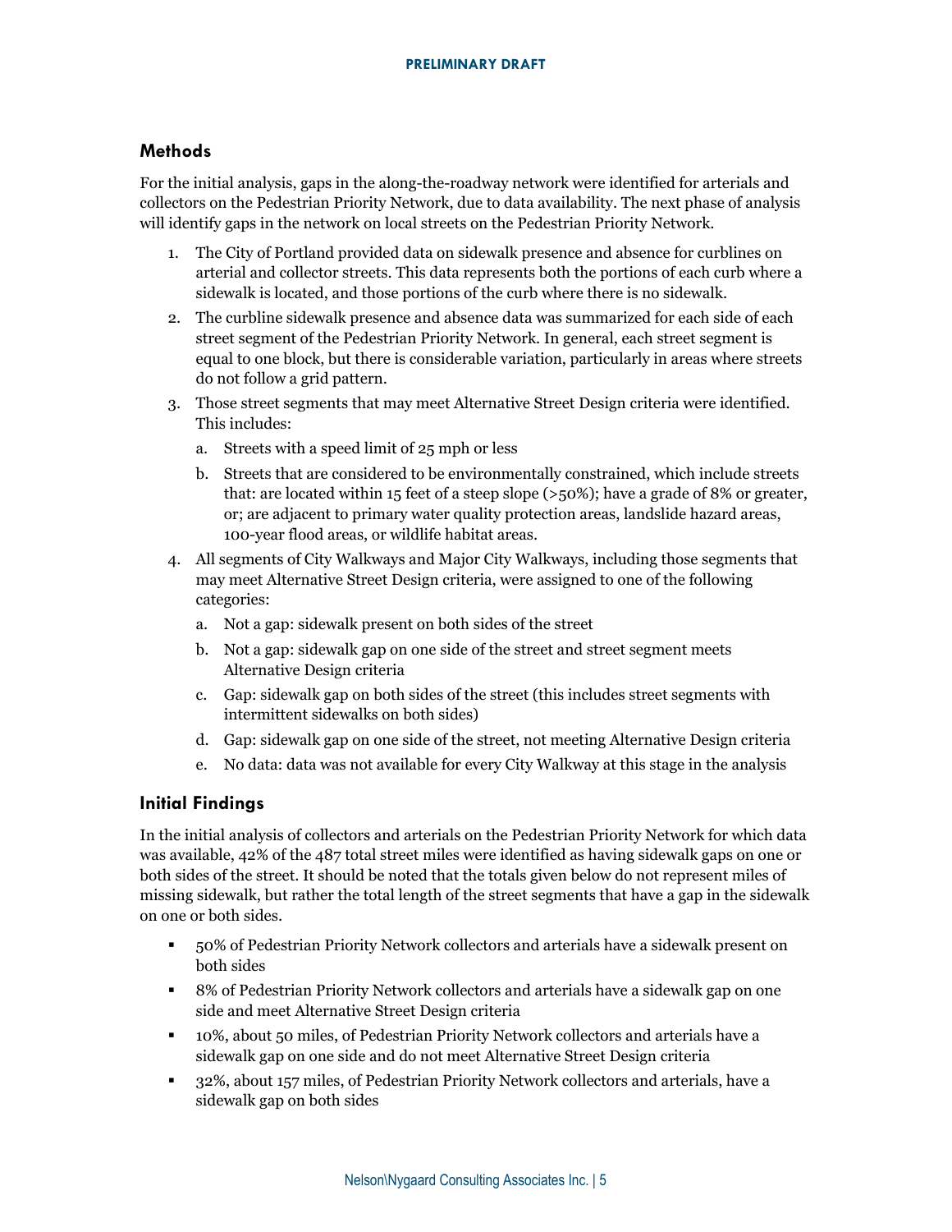## Methods

For the initial analysis, gaps in the along-the-roadway network were identified for arterials and collectors on the Pedestrian Priority Network, due to data availability. The next phase of analysis will identify gaps in the network on local streets on the Pedestrian Priority Network.

1. The City of Portland provided data on sidewalk presence and absence for curblines on arterial and collector streets. This data represents both the portions of each curb where a sidewalk is located, and those portions of the curb where there is no sidewalk.
2. The curbline sidewalk presence and absence data was summarized for each side of each street segment of the Pedestrian Priority Network. In general, each street segment is equal to one block, but there is considerable variation, particularly in areas where streets do not follow a grid pattern.
3. Those street segments that may meet Alternative Street Design criteria were identified. This includes:
   a. Streets with a speed limit of 25 mph or less
   b. Streets that are considered to be environmentally constrained, which include streets that: are located within 15 feet of a steep slope (>50%); have a grade of 8% or greater, or; are adjacent to primary water quality protection areas, landslide hazard areas, 100-year flood areas, or wildlife habitat areas.
4. All segments of City Walkways and Major City Walkways, including those segments that may meet Alternative Street Design criteria, were assigned to one of the following categories:
   a. Not a gap: sidewalk present on both sides of the street
   b. Not a gap: sidewalk gap on one side of the street and street segment meets Alternative Design criteria
   c. Gap: sidewalk gap on both sides of the street (this includes street segments with intermittent sidewalks on both sides)
   d. Gap: sidewalk gap on one side of the street, not meeting Alternative Design criteria
   e. No data: data was not available for every City Walkway at this stage in the analysis

## Initial Findings

In the initial analysis of collectors and arterials on the Pedestrian Priority Network for which data was available, 42% of the 487 total street miles were identified as having sidewalk gaps on one or both sides of the street. It should be noted that the totals given below do not represent miles of missing sidewalk, but rather the total length of the street segments that have a gap in the sidewalk on one or both sides.

- 50% of Pedestrian Priority Network collectors and arterials have a sidewalk present on both sides
- 8% of Pedestrian Priority Network collectors and arterials have a sidewalk gap on one side and meet Alternative Street Design criteria
- 10%, about 50 miles, of Pedestrian Priority Network collectors and arterials have a sidewalk gap on one side and do not meet Alternative Street Design criteria
- 32%, about 157 miles, of Pedestrian Priority Network collectors and arterials, have a sidewalk gap on both sides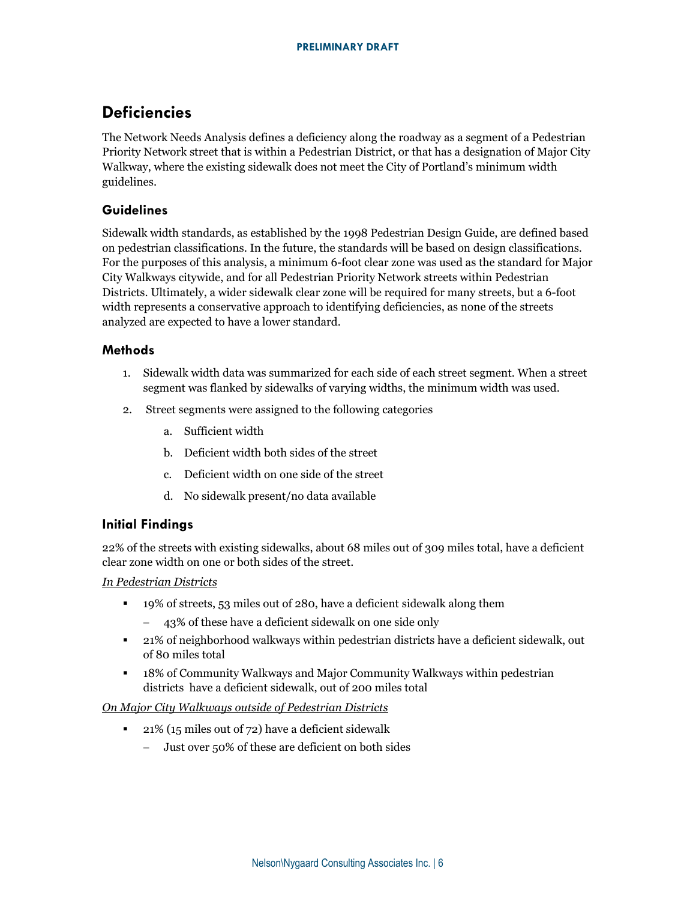## Deficiencies

The Network Needs Analysis defines a deficiency along the roadway as a segment of a Pedestrian Priority Network street that is within a Pedestrian District, or that has a designation of Major City Walkway, where the existing sidewalk does not meet the City of Portland's minimum width guidelines.

### Guidelines

Sidewalk width standards, as established by the 1998 Pedestrian Design Guide, are defined based on pedestrian classifications. In the future, the standards will be based on design classifications. For the purposes of this analysis, a minimum 6-foot clear zone was used as the standard for Major City Walkways citywide, and for all Pedestrian Priority Network streets within Pedestrian Districts. Ultimately, a wider sidewalk clear zone will be required for many streets, but a 6-foot width represents a conservative approach to identifying deficiencies, as none of the streets analyzed are expected to have a lower standard.

### Methods

1. Sidewalk width data was summarized for each side of each street segment. When a street segment was flanked by sidewalks of varying widths, the minimum width was used.
2. Street segments were assigned to the following categories
   a. Sufficient width
   b. Deficient width both sides of the street
   c. Deficient width on one side of the street
   d. No sidewalk present/no data available

### Initial Findings

22% of the streets with existing sidewalks, about 68 miles out of 309 miles total, have a deficient clear zone width on one or both sides of the street.

*In Pedestrian Districts*

- 19% of streets, 53 miles out of 280, have a deficient sidewalk along them
  - 43% of these have a deficient sidewalk on one side only
- 21% of neighborhood walkways within pedestrian districts have a deficient sidewalk, out of 80 miles total
- 18% of Community Walkways and Major Community Walkways within pedestrian districts have a deficient sidewalk, out of 200 miles total

*On Major City Walkways outside of Pedestrian Districts*

- 21% (15 miles out of 72) have a deficient sidewalk
  - Just over 50% of these are deficient on both sides